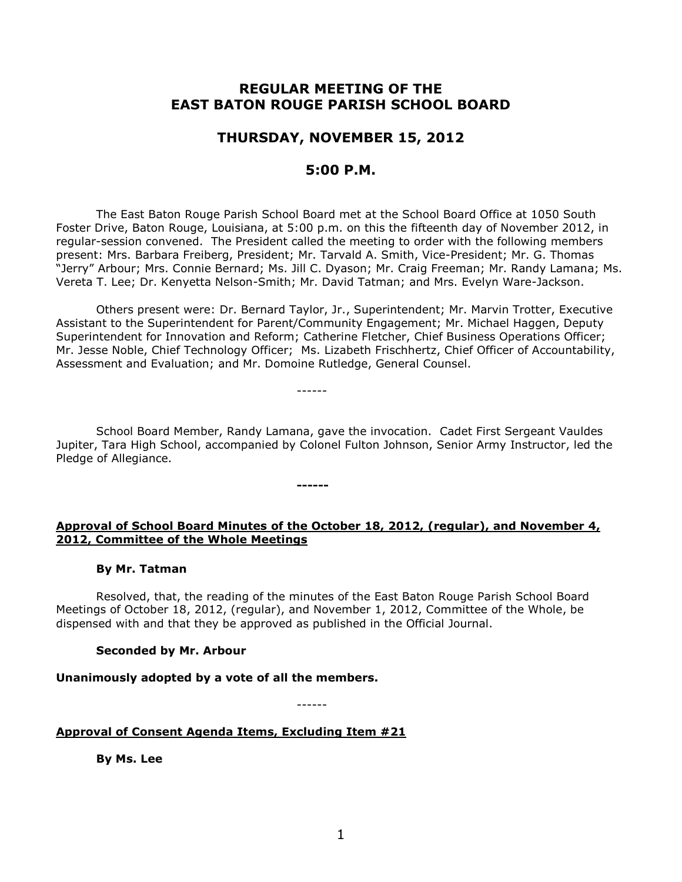# REGULAR MEETING OF THE EAST BATON ROUGE PARISH SCHOOL BOARD

## THURSDAY, NOVEMBER 15, 2012

## 5:00 P.M.

The East Baton Rouge Parish School Board met at the School Board Office at 1050 South Foster Drive, Baton Rouge, Louisiana, at 5:00 p.m. on this the fifteenth day of November 2012, in regular-session convened. The President called the meeting to order with the following members present: Mrs. Barbara Freiberg, President; Mr. Tarvald A. Smith, Vice-President; Mr. G. Thomas "Jerry" Arbour; Mrs. Connie Bernard; Ms. Jill C. Dyason; Mr. Craig Freeman; Mr. Randy Lamana; Ms. Vereta T. Lee; Dr. Kenyetta Nelson-Smith; Mr. David Tatman; and Mrs. Evelyn Ware-Jackson.

Others present were: Dr. Bernard Taylor, Jr., Superintendent; Mr. Marvin Trotter, Executive Assistant to the Superintendent for Parent/Community Engagement; Mr. Michael Haggen, Deputy Superintendent for Innovation and Reform; Catherine Fletcher, Chief Business Operations Officer; Mr. Jesse Noble, Chief Technology Officer; Ms. Lizabeth Frischhertz, Chief Officer of Accountability, Assessment and Evaluation; and Mr. Domoine Rutledge, General Counsel.

------

School Board Member, Randy Lamana, gave the invocation. Cadet First Sergeant Vauldes Jupiter, Tara High School, accompanied by Colonel Fulton Johnson, Senior Army Instructor, led the Pledge of Allegiance.

**------**

**Approval of School Board Minutes of the October 18, 2012, (regular), and November 4, 2012, Committee of the Whole Meetings**

**By Mr. Tatman**

Resolved, that, the reading of the minutes of the East Baton Rouge Parish School Board Meetings of October 18, 2012, (regular), and November 1, 2012, Committee of the Whole, be dispensed with and that they be approved as published in the Official Journal.

**Seconded by Mr. Arbour**

**Unanimously adopted by a vote of all the members.**

------

**Approval of Consent Agenda Items, Excluding Item #21**

**By Ms. Lee**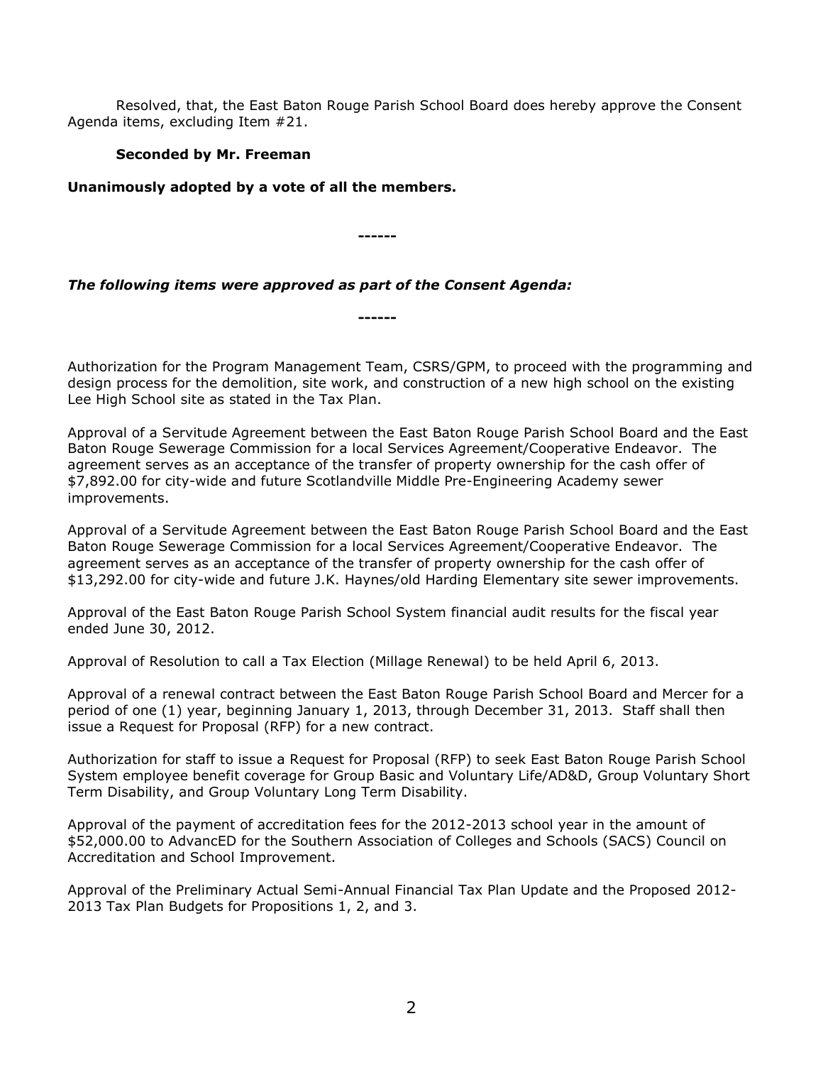Resolved, that, the East Baton Rouge Parish School Board does hereby approve the Consent Agenda items, excluding Item #21.

**Seconded by Mr. Freeman**

**Unanimously adopted by a vote of all the members.**

**------**

***The following items were approved as part of the Consent Agenda:***

**------**

Authorization for the Program Management Team, CSRS/GPM, to proceed with the programming and design process for the demolition, site work, and construction of a new high school on the existing Lee High School site as stated in the Tax Plan.

Approval of a Servitude Agreement between the East Baton Rouge Parish School Board and the East Baton Rouge Sewerage Commission for a local Services Agreement/Cooperative Endeavor. The agreement serves as an acceptance of the transfer of property ownership for the cash offer of $7,892.00 for city-wide and future Scotlandville Middle Pre-Engineering Academy sewer improvements.

Approval of a Servitude Agreement between the East Baton Rouge Parish School Board and the East Baton Rouge Sewerage Commission for a local Services Agreement/Cooperative Endeavor. The agreement serves as an acceptance of the transfer of property ownership for the cash offer of $13,292.00 for city-wide and future J.K. Haynes/old Harding Elementary site sewer improvements.

Approval of the East Baton Rouge Parish School System financial audit results for the fiscal year ended June 30, 2012.

Approval of Resolution to call a Tax Election (Millage Renewal) to be held April 6, 2013.

Approval of a renewal contract between the East Baton Rouge Parish School Board and Mercer for a period of one (1) year, beginning January 1, 2013, through December 31, 2013. Staff shall then issue a Request for Proposal (RFP) for a new contract.

Authorization for staff to issue a Request for Proposal (RFP) to seek East Baton Rouge Parish School System employee benefit coverage for Group Basic and Voluntary Life/AD&D, Group Voluntary Short Term Disability, and Group Voluntary Long Term Disability.

Approval of the payment of accreditation fees for the 2012-2013 school year in the amount of $52,000.00 to AdvancED for the Southern Association of Colleges and Schools (SACS) Council on Accreditation and School Improvement.

Approval of the Preliminary Actual Semi-Annual Financial Tax Plan Update and the Proposed 2012-2013 Tax Plan Budgets for Propositions 1, 2, and 3.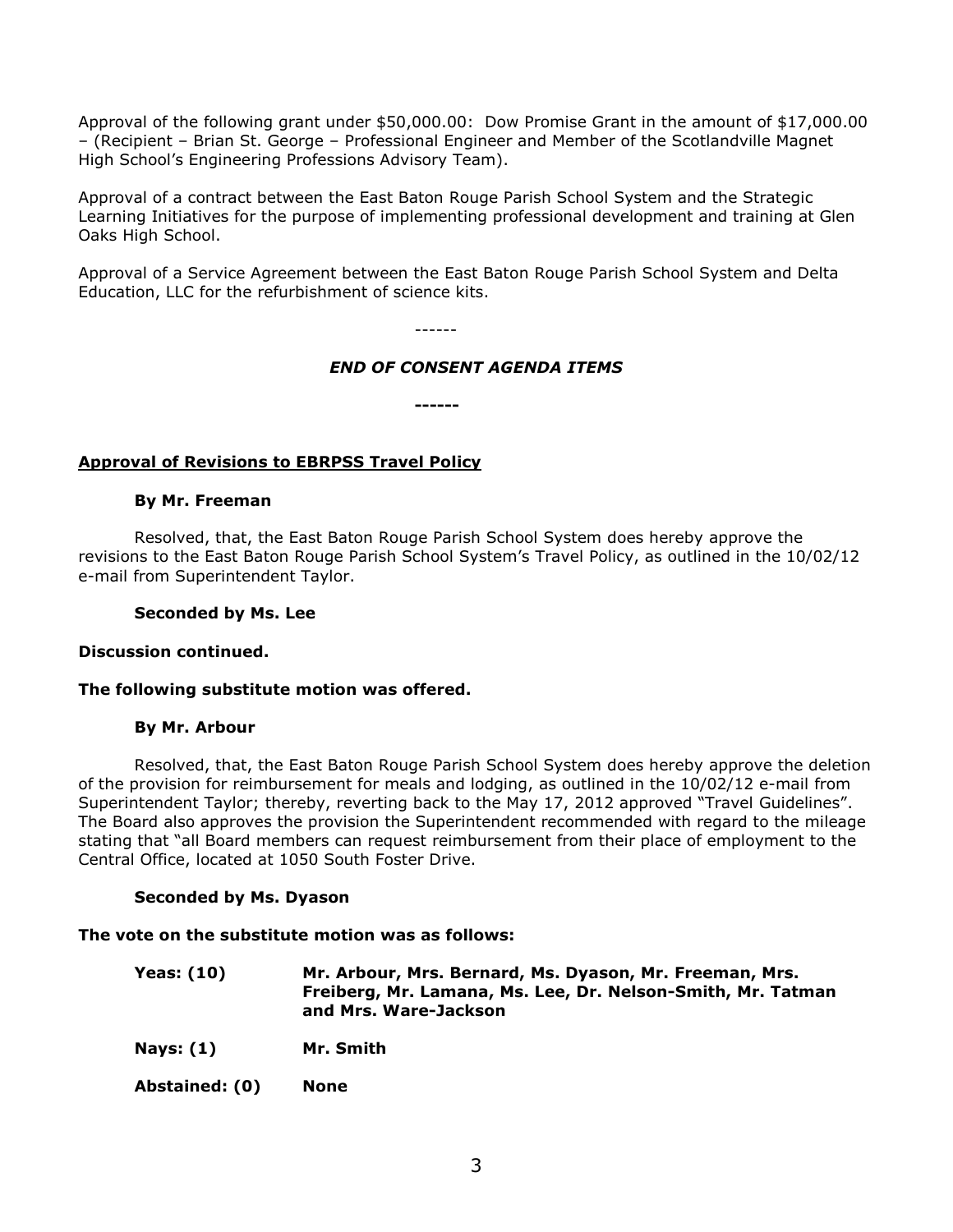Approval of the following grant under $50,000.00: Dow Promise Grant in the amount of $17,000.00 – (Recipient – Brian St. George – Professional Engineer and Member of the Scotlandville Magnet High School's Engineering Professions Advisory Team).

Approval of a contract between the East Baton Rouge Parish School System and the Strategic Learning Initiatives for the purpose of implementing professional development and training at Glen Oaks High School.

Approval of a Service Agreement between the East Baton Rouge Parish School System and Delta Education, LLC for the refurbishment of science kits.

------

***END OF CONSENT AGENDA ITEMS***

**------**

**Approval of Revisions to EBRPSS Travel Policy**

**By Mr. Freeman**

Resolved, that, the East Baton Rouge Parish School System does hereby approve the revisions to the East Baton Rouge Parish School System's Travel Policy, as outlined in the 10/02/12 e-mail from Superintendent Taylor.

**Seconded by Ms. Lee**

**Discussion continued.**

**The following substitute motion was offered.**

**By Mr. Arbour**

Resolved, that, the East Baton Rouge Parish School System does hereby approve the deletion of the provision for reimbursement for meals and lodging, as outlined in the 10/02/12 e-mail from Superintendent Taylor; thereby, reverting back to the May 17, 2012 approved "Travel Guidelines". The Board also approves the provision the Superintendent recommended with regard to the mileage stating that "all Board members can request reimbursement from their place of employment to the Central Office, located at 1050 South Foster Drive.

**Seconded by Ms. Dyason**

**The vote on the substitute motion was as follows:**

| | |
|---|---|
| **Yeas: (10)** | **Mr. Arbour, Mrs. Bernard, Ms. Dyason, Mr. Freeman, Mrs. Freiberg, Mr. Lamana, Ms. Lee, Dr. Nelson-Smith, Mr. Tatman and Mrs. Ware-Jackson** |
| **Nays: (1)** | **Mr. Smith** |
| **Abstained: (0)** | **None** |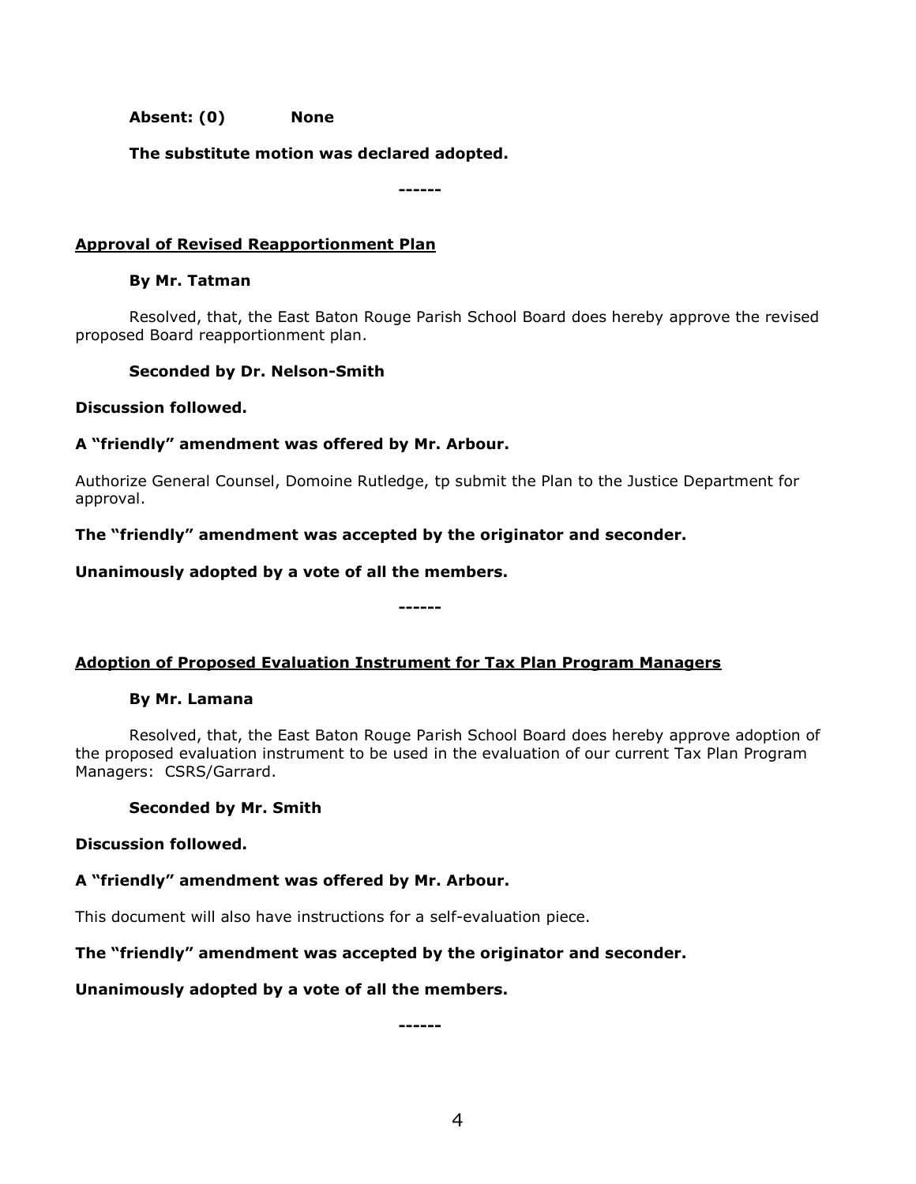**Absent: (0) None**

**The substitute motion was declared adopted.**

**------**

**Approval of Revised Reapportionment Plan**

**By Mr. Tatman**

Resolved, that, the East Baton Rouge Parish School Board does hereby approve the revised proposed Board reapportionment plan.

**Seconded by Dr. Nelson-Smith**

**Discussion followed.**

**A "friendly" amendment was offered by Mr. Arbour.**

Authorize General Counsel, Domoine Rutledge, tp submit the Plan to the Justice Department for approval.

**The "friendly" amendment was accepted by the originator and seconder.**

**Unanimously adopted by a vote of all the members.**

**------**

**Adoption of Proposed Evaluation Instrument for Tax Plan Program Managers**

**By Mr. Lamana**

Resolved, that, the East Baton Rouge Parish School Board does hereby approve adoption of the proposed evaluation instrument to be used in the evaluation of our current Tax Plan Program Managers: CSRS/Garrard.

**Seconded by Mr. Smith**

**Discussion followed.**

**A "friendly" amendment was offered by Mr. Arbour.**

This document will also have instructions for a self-evaluation piece.

**The "friendly" amendment was accepted by the originator and seconder.**

**Unanimously adopted by a vote of all the members.**

**------**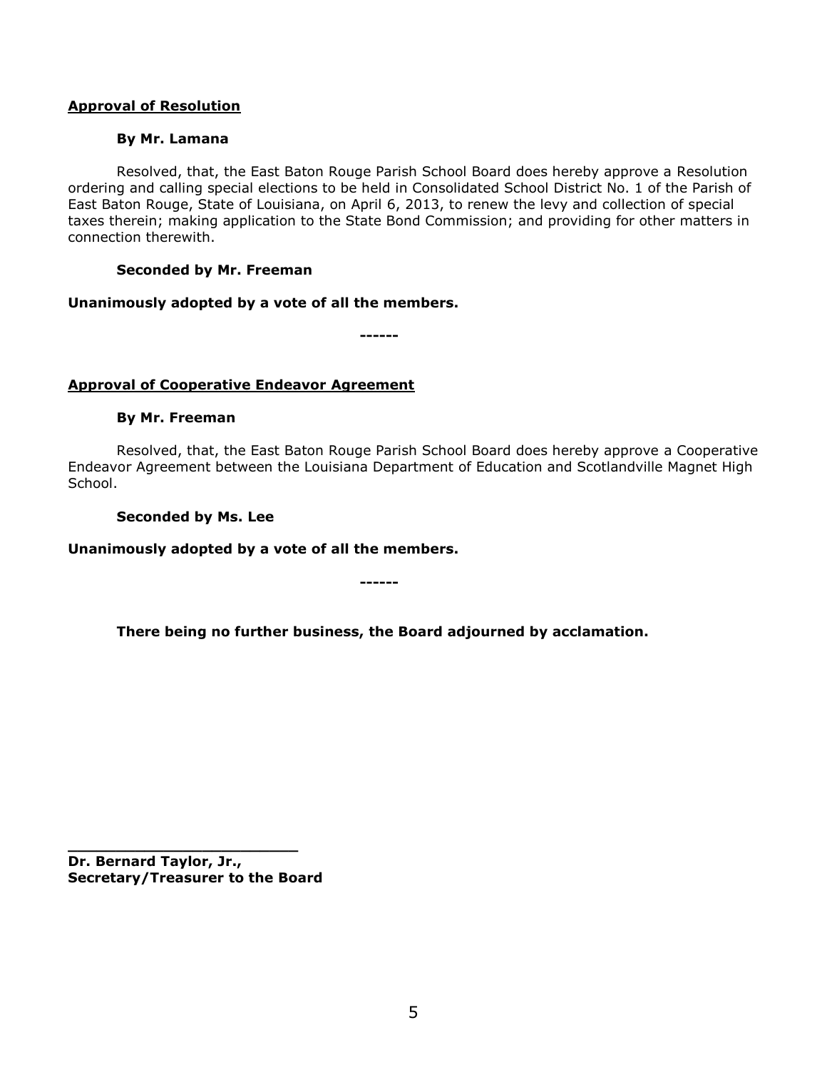**Approval of Resolution**

**By Mr. Lamana**

Resolved, that, the East Baton Rouge Parish School Board does hereby approve a Resolution ordering and calling special elections to be held in Consolidated School District No. 1 of the Parish of East Baton Rouge, State of Louisiana, on April 6, 2013, to renew the levy and collection of special taxes therein; making application to the State Bond Commission; and providing for other matters in connection therewith.

**Seconded by Mr. Freeman**

**Unanimously adopted by a vote of all the members.**

**------**

**Approval of Cooperative Endeavor Agreement**

**By Mr. Freeman**

Resolved, that, the East Baton Rouge Parish School Board does hereby approve a Cooperative Endeavor Agreement between the Louisiana Department of Education and Scotlandville Magnet High School.

**Seconded by Ms. Lee**

**Unanimously adopted by a vote of all the members.**

**------**

**There being no further business, the Board adjourned by acclamation.**

**_________________________**
**Dr. Bernard Taylor, Jr.,**
**Secretary/Treasurer to the Board**